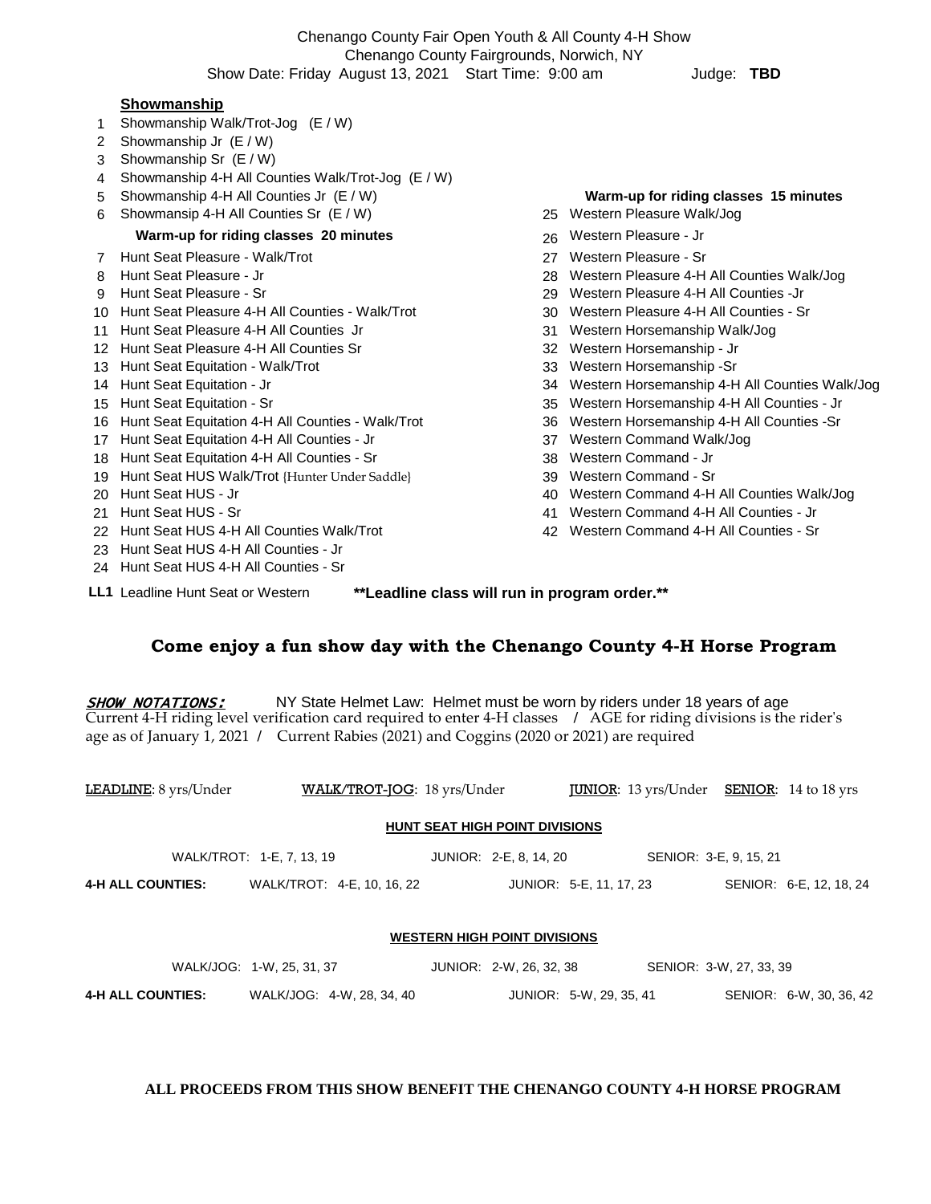Chenango County Fair Open Youth & All County 4-H Show
Chenango County Fairgrounds, Norwich, NY
Show Date: Friday August 13, 2021 Start Time: 9:00 am Judge: **TBD**

## Showmanship

1. Showmanship Walk/Trot-Jog (E / W)
2. Showmanship Jr (E / W)
3. Showmanship Sr (E / W)
4. Showmanship 4-H All Counties Walk/Trot-Jog (E / W)
5. Showmanship 4-H All Counties Jr (E / W)
6. Showmansip 4-H All Counties Sr (E / W)

**Warm-up for riding classes 20 minutes**

7. Hunt Seat Pleasure - Walk/Trot
8. Hunt Seat Pleasure - Jr
9. Hunt Seat Pleasure - Sr
10. Hunt Seat Pleasure 4-H All Counties - Walk/Trot
11. Hunt Seat Pleasure 4-H All Counties Jr
12. Hunt Seat Pleasure 4-H All Counties Sr
13. Hunt Seat Equitation - Walk/Trot
14. Hunt Seat Equitation - Jr
15. Hunt Seat Equitation - Sr
16. Hunt Seat Equitation 4-H All Counties - Walk/Trot
17. Hunt Seat Equitation 4-H All Counties - Jr
18. Hunt Seat Equitation 4-H All Counties - Sr
19. Hunt Seat HUS Walk/Trot {Hunter Under Saddle}
20. Hunt Seat HUS - Jr
21. Hunt Seat HUS - Sr
22. Hunt Seat HUS 4-H All Counties Walk/Trot
23. Hunt Seat HUS 4-H All Counties - Jr
24. Hunt Seat HUS 4-H All Counties - Sr

**Warm-up for riding classes 15 minutes**

25. Western Pleasure Walk/Jog
26. Western Pleasure - Jr
27. Western Pleasure - Sr
28. Western Pleasure 4-H All Counties Walk/Jog
29. Western Pleasure 4-H All Counties -Jr
30. Western Pleasure 4-H All Counties - Sr
31. Western Horsemanship Walk/Jog
32. Western Horsemanship - Jr
33. Western Horsemanship -Sr
34. Western Horsemanship 4-H All Counties Walk/Jog
35. Western Horsemanship 4-H All Counties - Jr
36. Western Horsemanship 4-H All Counties -Sr
37. Western Command Walk/Jog
38. Western Command - Jr
39. Western Command - Sr
40. Western Command 4-H All Counties Walk/Jog
41. Western Command 4-H All Counties - Jr
42. Western Command 4-H All Counties - Sr

**LL1** Leadline Hunt Seat or Western **\*\*Leadline class will run in program order.\*\***

## Come enjoy a fun show day with the Chenango County 4-H Horse Program

***SHOW NOTATIONS:*** NY State Helmet Law: Helmet must be worn by riders under 18 years of age
Current 4-H riding level verification card required to enter 4-H classes / AGE for riding divisions is the rider's age as of January 1, 2021 / Current Rabies (2021) and Coggins (2020 or 2021) are required

**LEADLINE**: 8 yrs/Under **WALK/TROT-JOG**: 18 yrs/Under **JUNIOR**: 13 yrs/Under **SENIOR**: 14 to 18 yrs

### HUNT SEAT HIGH POINT DIVISIONS

| | Walk/Trot | Junior | Senior |
|---|---|---|---|
| | WALK/TROT: 1-E, 7, 13, 19 | JUNIOR: 2-E, 8, 14, 20 | SENIOR: 3-E, 9, 15, 21 |
| **4-H ALL COUNTIES:** | WALK/TROT: 4-E, 10, 16, 22 | JUNIOR: 5-E, 11, 17, 23 | SENIOR: 6-E, 12, 18, 24 |

### WESTERN HIGH POINT DIVISIONS

| | Walk/Jog | Junior | Senior |
|---|---|---|---|
| | WALK/JOG: 1-W, 25, 31, 37 | JUNIOR: 2-W, 26, 32, 38 | SENIOR: 3-W, 27, 33, 39 |
| **4-H ALL COUNTIES:** | WALK/JOG: 4-W, 28, 34, 40 | JUNIOR: 5-W, 29, 35, 41 | SENIOR: 6-W, 30, 36, 42 |

**ALL PROCEEDS FROM THIS SHOW BENEFIT THE CHENANGO COUNTY 4-H HORSE PROGRAM**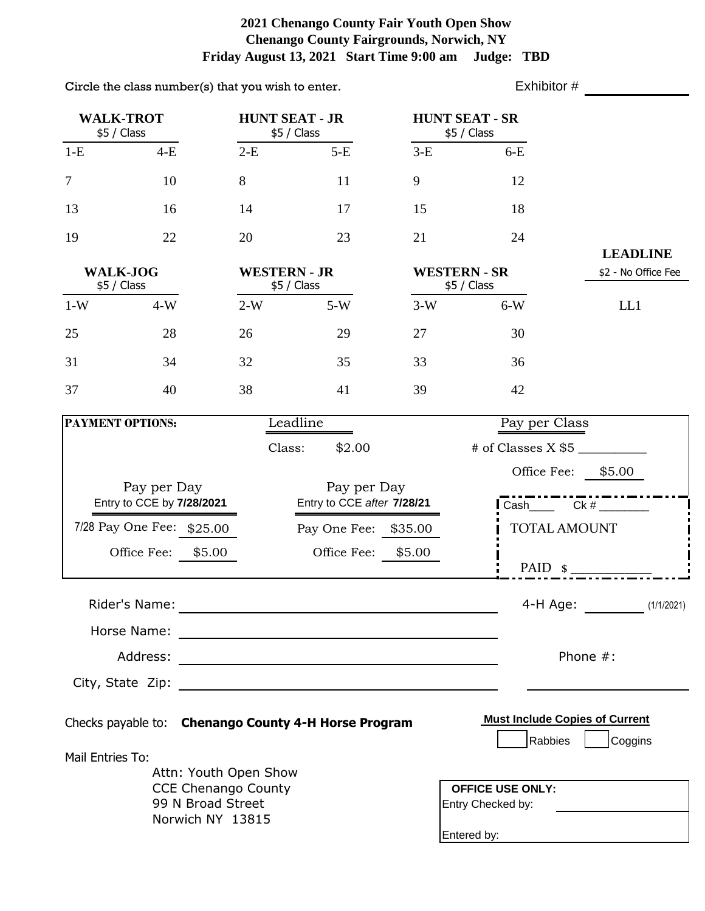**2021 Chenango County Fair Youth Open Show**
**Chenango County Fairgrounds, Norwich, NY**
**Friday August 13, 2021 Start Time 9:00 am Judge: TBD**

Circle the class number(s) that you wish to enter.

Exhibitor # ______________

| WALK-TROT $5 / Class | | HUNT SEAT - JR $5 / Class | | HUNT SEAT - SR $5 / Class | |
|---|---|---|---|---|---|
| 1-E | 4-E | 2-E | 5-E | 3-E | 6-E |
| 7 | 10 | 8 | 11 | 9 | 12 |
| 13 | 16 | 14 | 17 | 15 | 18 |
| 19 | 22 | 20 | 23 | 21 | 24 |

| WALK-JOG $5 / Class | | WESTERN - JR $5 / Class | | WESTERN - SR $5 / Class | | LEADLINE $2 - No Office Fee |
|---|---|---|---|---|---|---|
| 1-W | 4-W | 2-W | 5-W | 3-W | 6-W | LL1 |
| 25 | 28 | 26 | 29 | 27 | 30 | |
| 31 | 34 | 32 | 35 | 33 | 36 | |
| 37 | 40 | 38 | 41 | 39 | 42 | |

**PAYMENT OPTIONS:**

Leadline
Class: $2.00

Pay per Class
\# of Classes X $5 __________
Office Fee: $5.00

Pay per Day
Entry to CCE by **7/28/2021**
7/28 Pay One Fee: $25.00
Office Fee: $5.00

Pay per Day
Entry to CCE *after* **7/28/21**
Pay One Fee: $35.00
Office Fee: $5.00

Cash____ Ck # ________
TOTAL AMOUNT
PAID $ ____________

Rider's Name: ______________________________ 4-H Age: ________ (1/1/2021)

Horse Name: ______________________________

Address: ______________________________ Phone #:

City, State Zip: ______________________________ ______________________

Checks payable to: **Chenango County 4-H Horse Program**

**Must Include Copies of Current**
☐ Rabbies ☐ Coggins

Mail Entries To:
Attn: Youth Open Show
CCE Chenango County
99 N Broad Street
Norwich NY 13815

**OFFICE USE ONLY:**
Entry Checked by: ______________
Entered by: